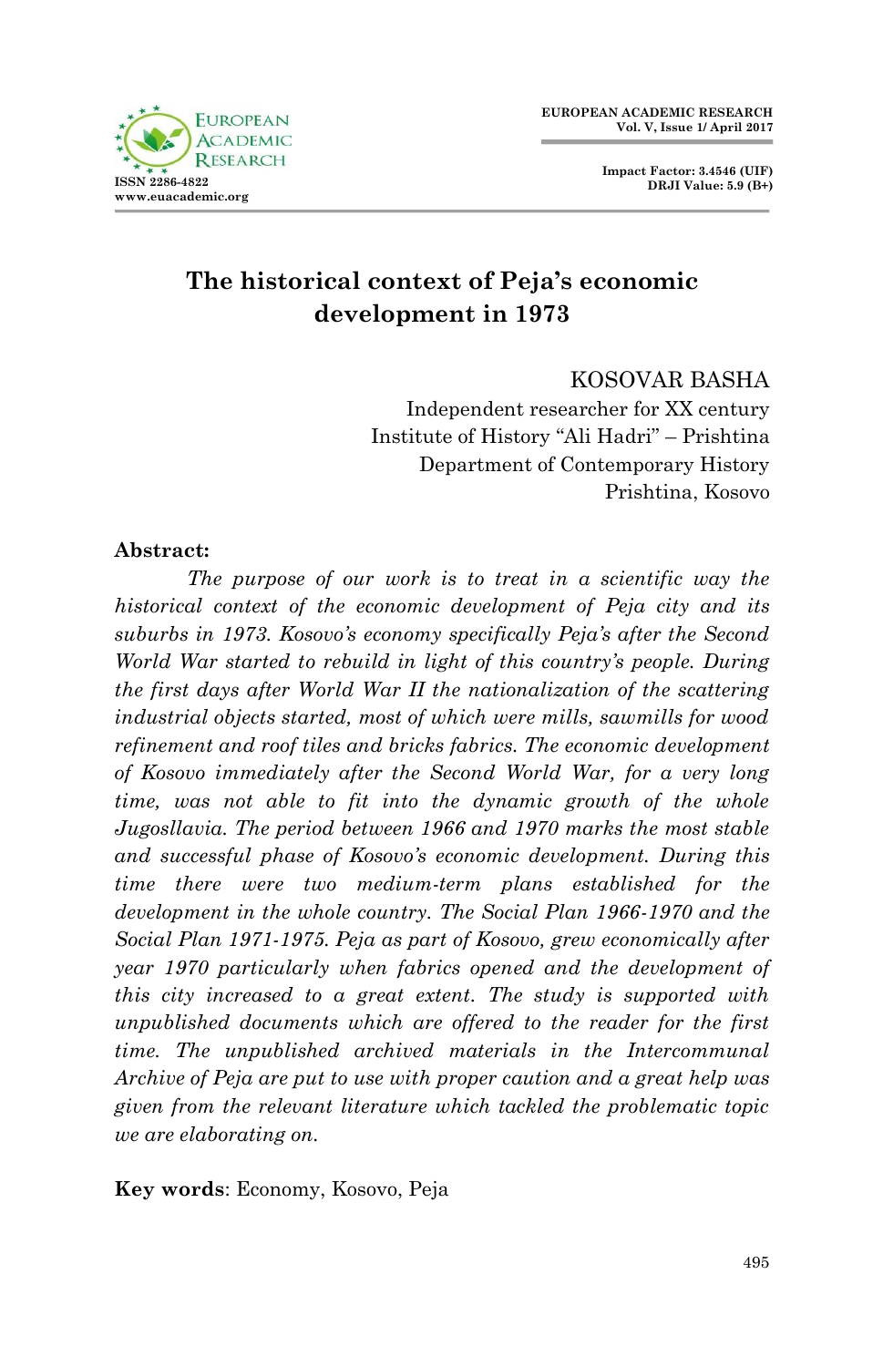# The historical context of Peja's economic development in 1973

KOSOVAR BASHA
Independent researcher for XX century
Institute of History "Ali Hadri" – Prishtina
Department of Contemporary History
Prishtina, Kosovo

**Abstract:**

*The purpose of our work is to treat in a scientific way the historical context of the economic development of Peja city and its suburbs in 1973. Kosovo's economy specifically Peja's after the Second World War started to rebuild in light of this country's people. During the first days after World War II the nationalization of the scattering industrial objects started, most of which were mills, sawmills for wood refinement and roof tiles and bricks fabrics. The economic development of Kosovo immediately after the Second World War, for a very long time, was not able to fit into the dynamic growth of the whole Jugosllavia. The period between 1966 and 1970 marks the most stable and successful phase of Kosovo's economic development. During this time there were two medium-term plans established for the development in the whole country. The Social Plan 1966-1970 and the Social Plan 1971-1975. Peja as part of Kosovo, grew economically after year 1970 particularly when fabrics opened and the development of this city increased to a great extent. The study is supported with unpublished documents which are offered to the reader for the first time. The unpublished archived materials in the Intercommunal Archive of Peja are put to use with proper caution and a great help was given from the relevant literature which tackled the problematic topic we are elaborating on.*

**Key words**: Economy, Kosovo, Peja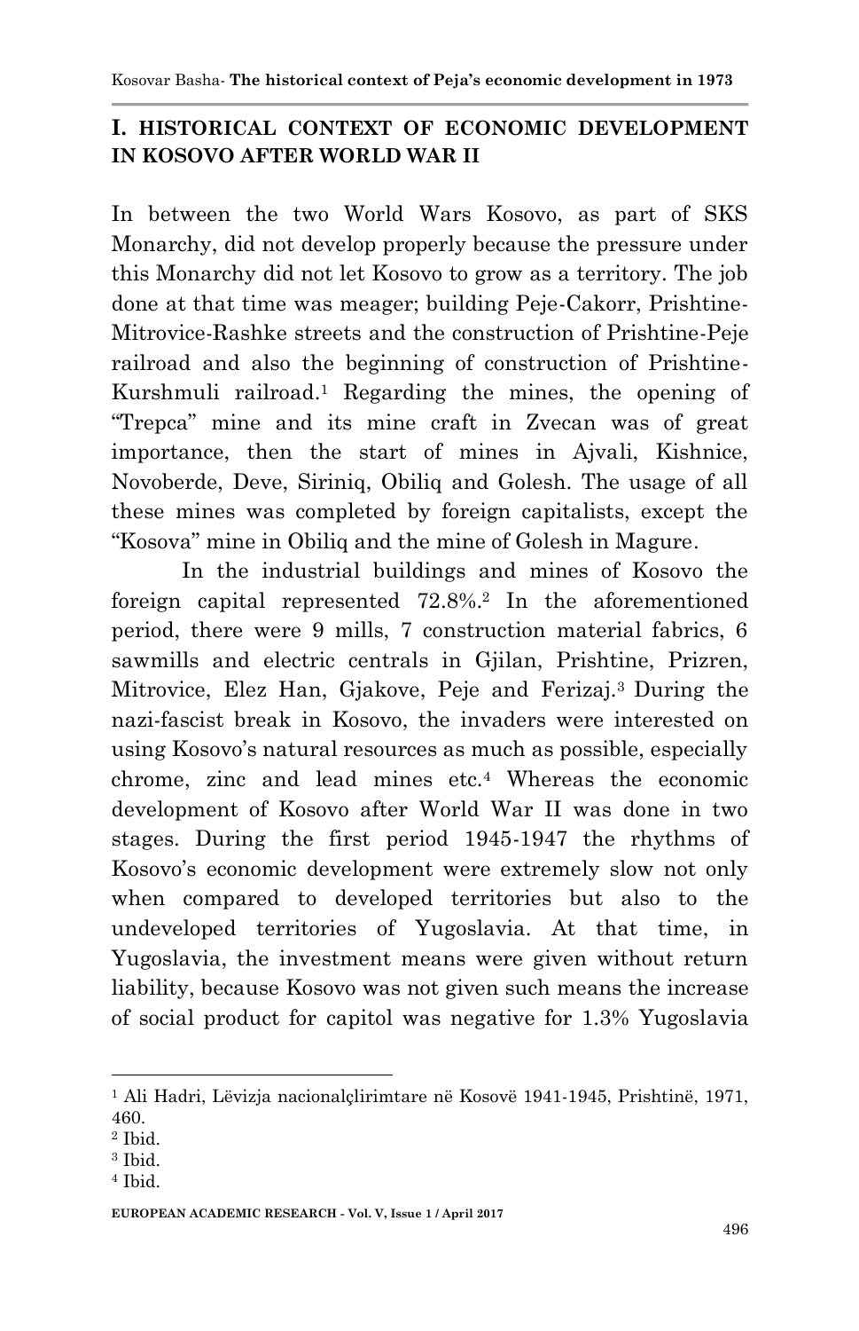## I. HISTORICAL CONTEXT OF ECONOMIC DEVELOPMENT IN KOSOVO AFTER WORLD WAR II

In between the two World Wars Kosovo, as part of SKS Monarchy, did not develop properly because the pressure under this Monarchy did not let Kosovo to grow as a territory. The job done at that time was meager; building Peje-Cakorr, Prishtine-Mitrovice-Rashke streets and the construction of Prishtine-Peje railroad and also the beginning of construction of Prishtine-Kurshmuli railroad.[1] Regarding the mines, the opening of "Trepca" mine and its mine craft in Zvecan was of great importance, then the start of mines in Ajvali, Kishnice, Novoberde, Deve, Siriniq, Obiliq and Golesh. The usage of all these mines was completed by foreign capitalists, except the "Kosova" mine in Obiliq and the mine of Golesh in Magure.

In the industrial buildings and mines of Kosovo the foreign capital represented 72.8%.[2] In the aforementioned period, there were 9 mills, 7 construction material fabrics, 6 sawmills and electric centrals in Gjilan, Prishtine, Prizren, Mitrovice, Elez Han, Gjakove, Peje and Ferizaj.[3] During the nazi-fascist break in Kosovo, the invaders were interested on using Kosovo's natural resources as much as possible, especially chrome, zinc and lead mines etc.[4] Whereas the economic development of Kosovo after World War II was done in two stages. During the first period 1945-1947 the rhythms of Kosovo's economic development were extremely slow not only when compared to developed territories but also to the undeveloped territories of Yugoslavia. At that time, in Yugoslavia, the investment means were given without return liability, because Kosovo was not given such means the increase of social product for capitol was negative for 1.3% Yugoslavia

[1] Ali Hadri, Lëvizja nacionalçlirimtare në Kosovë 1941-1945, Prishtinë, 1971, 460.

[2] Ibid.

[3] Ibid.

[4] Ibid.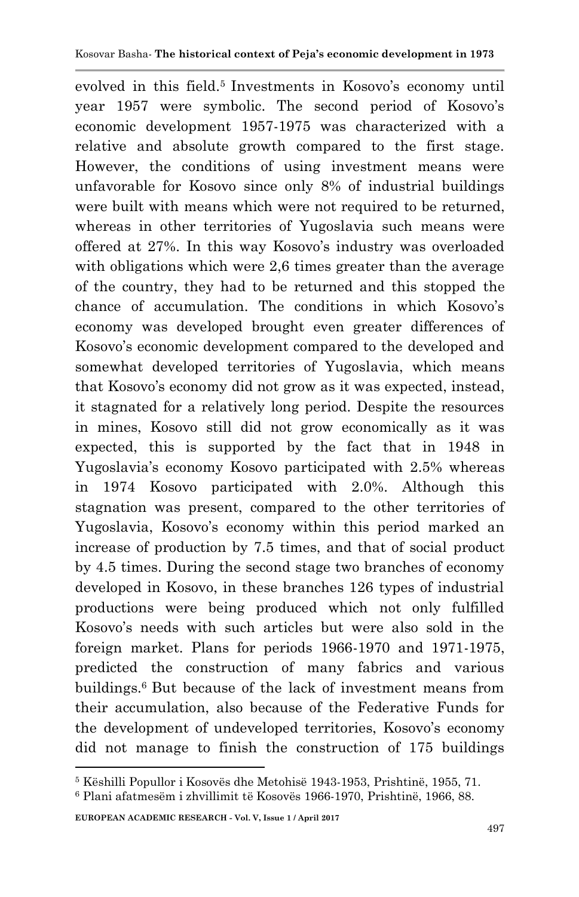evolved in this field.[5] Investments in Kosovo's economy until year 1957 were symbolic. The second period of Kosovo's economic development 1957-1975 was characterized with a relative and absolute growth compared to the first stage. However, the conditions of using investment means were unfavorable for Kosovo since only 8% of industrial buildings were built with means which were not required to be returned, whereas in other territories of Yugoslavia such means were offered at 27%. In this way Kosovo's industry was overloaded with obligations which were 2,6 times greater than the average of the country, they had to be returned and this stopped the chance of accumulation. The conditions in which Kosovo's economy was developed brought even greater differences of Kosovo's economic development compared to the developed and somewhat developed territories of Yugoslavia, which means that Kosovo's economy did not grow as it was expected, instead, it stagnated for a relatively long period. Despite the resources in mines, Kosovo still did not grow economically as it was expected, this is supported by the fact that in 1948 in Yugoslavia's economy Kosovo participated with 2.5% whereas in 1974 Kosovo participated with 2.0%. Although this stagnation was present, compared to the other territories of Yugoslavia, Kosovo's economy within this period marked an increase of production by 7.5 times, and that of social product by 4.5 times. During the second stage two branches of economy developed in Kosovo, in these branches 126 types of industrial productions were being produced which not only fulfilled Kosovo's needs with such articles but were also sold in the foreign market. Plans for periods 1966-1970 and 1971-1975, predicted the construction of many fabrics and various buildings.[6] But because of the lack of investment means from their accumulation, also because of the Federative Funds for the development of undeveloped territories, Kosovo's economy did not manage to finish the construction of 175 buildings

[5] Këshilli Popullor i Kosovës dhe Metohisë 1943-1953, Prishtinë, 1955, 71.

[6] Plani afatmesëm i zhvillimit të Kosovës 1966-1970, Prishtinë, 1966, 88.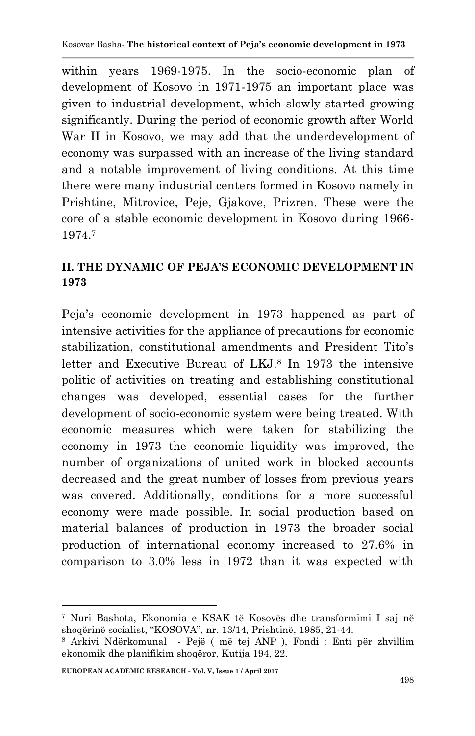within years 1969-1975. In the socio-economic plan of development of Kosovo in 1971-1975 an important place was given to industrial development, which slowly started growing significantly. During the period of economic growth after World War II in Kosovo, we may add that the underdevelopment of economy was surpassed with an increase of the living standard and a notable improvement of living conditions. At this time there were many industrial centers formed in Kosovo namely in Prishtine, Mitrovice, Peje, Gjakove, Prizren. These were the core of a stable economic development in Kosovo during 1966-1974.[7]

## II. THE DYNAMIC OF PEJA'S ECONOMIC DEVELOPMENT IN 1973

Peja's economic development in 1973 happened as part of intensive activities for the appliance of precautions for economic stabilization, constitutional amendments and President Tito's letter and Executive Bureau of LKJ.[8] In 1973 the intensive politic of activities on treating and establishing constitutional changes was developed, essential cases for the further development of socio-economic system were being treated. With economic measures which were taken for stabilizing the economy in 1973 the economic liquidity was improved, the number of organizations of united work in blocked accounts decreased and the great number of losses from previous years was covered. Additionally, conditions for a more successful economy were made possible. In social production based on material balances of production in 1973 the broader social production of international economy increased to 27.6% in comparison to 3.0% less in 1972 than it was expected with

---

[7] Nuri Bashota, Ekonomia e KSAK të Kosovës dhe transformimi I saj në shoqërinë socialist, "KOSOVA", nr. 13/14, Prishtinë, 1985, 21-44.

[8] Arkivi Ndërkomunal - Pejë ( më tej ANP ), Fondi : Enti për zhvillim ekonomik dhe planifikim shoqëror, Kutija 194, 22.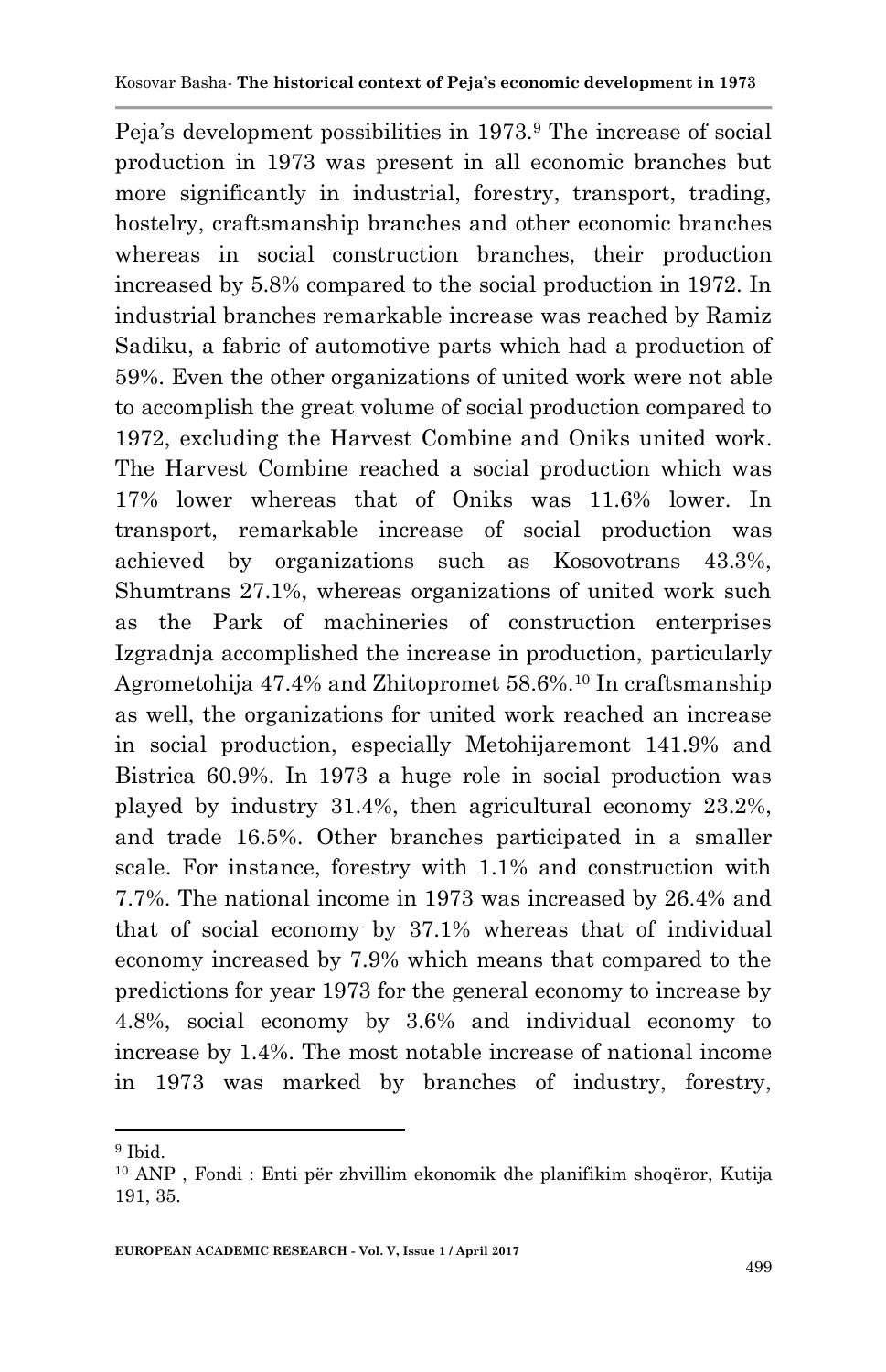Peja's development possibilities in 1973.[9] The increase of social production in 1973 was present in all economic branches but more significantly in industrial, forestry, transport, trading, hostelry, craftsmanship branches and other economic branches whereas in social construction branches, their production increased by 5.8% compared to the social production in 1972. In industrial branches remarkable increase was reached by Ramiz Sadiku, a fabric of automotive parts which had a production of 59%. Even the other organizations of united work were not able to accomplish the great volume of social production compared to 1972, excluding the Harvest Combine and Oniks united work. The Harvest Combine reached a social production which was 17% lower whereas that of Oniks was 11.6% lower. In transport, remarkable increase of social production was achieved by organizations such as Kosovotrans 43.3%, Shumtrans 27.1%, whereas organizations of united work such as the Park of machineries of construction enterprises Izgradnja accomplished the increase in production, particularly Agrometohija 47.4% and Zhitopromet 58.6%.[10] In craftsmanship as well, the organizations for united work reached an increase in social production, especially Metohijaremont 141.9% and Bistrica 60.9%. In 1973 a huge role in social production was played by industry 31.4%, then agricultural economy 23.2%, and trade 16.5%. Other branches participated in a smaller scale. For instance, forestry with 1.1% and construction with 7.7%. The national income in 1973 was increased by 26.4% and that of social economy by 37.1% whereas that of individual economy increased by 7.9% which means that compared to the predictions for year 1973 for the general economy to increase by 4.8%, social economy by 3.6% and individual economy to increase by 1.4%. The most notable increase of national income in 1973 was marked by branches of industry, forestry,

---

[9] Ibid.

[10] ANP , Fondi : Enti për zhvillim ekonomik dhe planifikim shoqëror, Kutija 191, 35.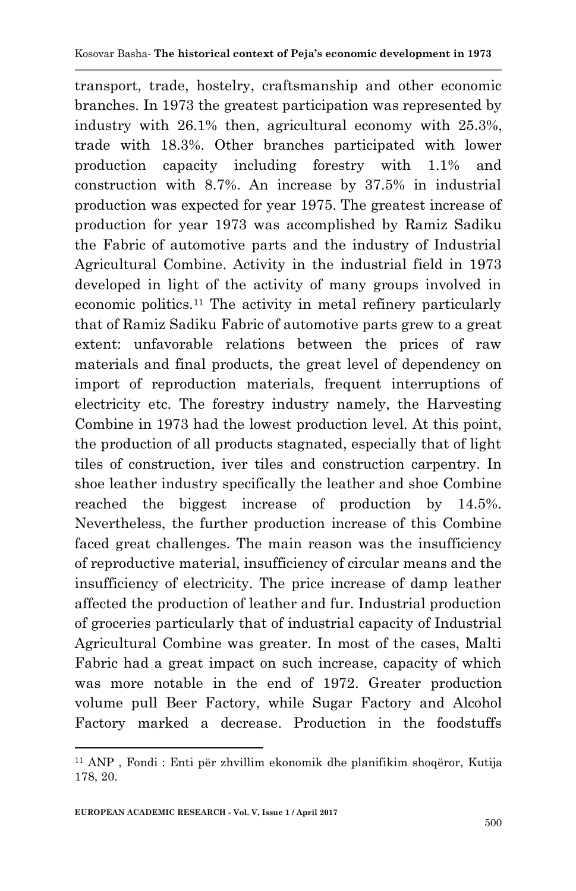transport, trade, hostelry, craftsmanship and other economic branches. In 1973 the greatest participation was represented by industry with 26.1% then, agricultural economy with 25.3%, trade with 18.3%. Other branches participated with lower production capacity including forestry with 1.1% and construction with 8.7%. An increase by 37.5% in industrial production was expected for year 1975. The greatest increase of production for year 1973 was accomplished by Ramiz Sadiku the Fabric of automotive parts and the industry of Industrial Agricultural Combine. Activity in the industrial field in 1973 developed in light of the activity of many groups involved in economic politics.[11] The activity in metal refinery particularly that of Ramiz Sadiku Fabric of automotive parts grew to a great extent: unfavorable relations between the prices of raw materials and final products, the great level of dependency on import of reproduction materials, frequent interruptions of electricity etc. The forestry industry namely, the Harvesting Combine in 1973 had the lowest production level. At this point, the production of all products stagnated, especially that of light tiles of construction, iver tiles and construction carpentry. In shoe leather industry specifically the leather and shoe Combine reached the biggest increase of production by 14.5%. Nevertheless, the further production increase of this Combine faced great challenges. The main reason was the insufficiency of reproductive material, insufficiency of circular means and the insufficiency of electricity. The price increase of damp leather affected the production of leather and fur. Industrial production of groceries particularly that of industrial capacity of Industrial Agricultural Combine was greater. In most of the cases, Malti Fabric had a great impact on such increase, capacity of which was more notable in the end of 1972. Greater production volume pull Beer Factory, while Sugar Factory and Alcohol Factory marked a decrease. Production in the foodstuffs

[11] ANP , Fondi : Enti për zhvillim ekonomik dhe planifikim shoqëror, Kutija 178, 20.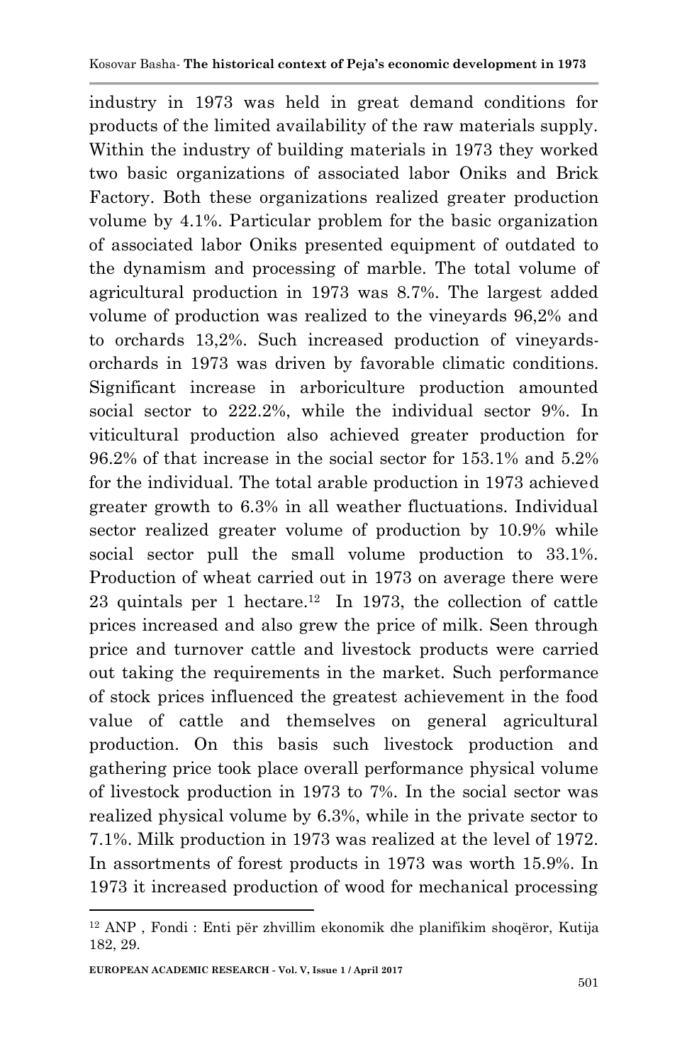industry in 1973 was held in great demand conditions for products of the limited availability of the raw materials supply. Within the industry of building materials in 1973 they worked two basic organizations of associated labor Oniks and Brick Factory. Both these organizations realized greater production volume by 4.1%. Particular problem for the basic organization of associated labor Oniks presented equipment of outdated to the dynamism and processing of marble. The total volume of agricultural production in 1973 was 8.7%. The largest added volume of production was realized to the vineyards 96,2% and to orchards 13,2%. Such increased production of vineyards-orchards in 1973 was driven by favorable climatic conditions. Significant increase in arboriculture production amounted social sector to 222.2%, while the individual sector 9%. In viticultural production also achieved greater production for 96.2% of that increase in the social sector for 153.1% and 5.2% for the individual. The total arable production in 1973 achieved greater growth to 6.3% in all weather fluctuations. Individual sector realized greater volume of production by 10.9% while social sector pull the small volume production to 33.1%. Production of wheat carried out in 1973 on average there were 23 quintals per 1 hectare.[12] In 1973, the collection of cattle prices increased and also grew the price of milk. Seen through price and turnover cattle and livestock products were carried out taking the requirements in the market. Such performance of stock prices influenced the greatest achievement in the food value of cattle and themselves on general agricultural production. On this basis such livestock production and gathering price took place overall performance physical volume of livestock production in 1973 to 7%. In the social sector was realized physical volume by 6.3%, while in the private sector to 7.1%. Milk production in 1973 was realized at the level of 1972. In assortments of forest products in 1973 was worth 15.9%. In 1973 it increased production of wood for mechanical processing

[12] ANP , Fondi : Enti për zhvillim ekonomik dhe planifikim shoqëror, Kutija 182, 29.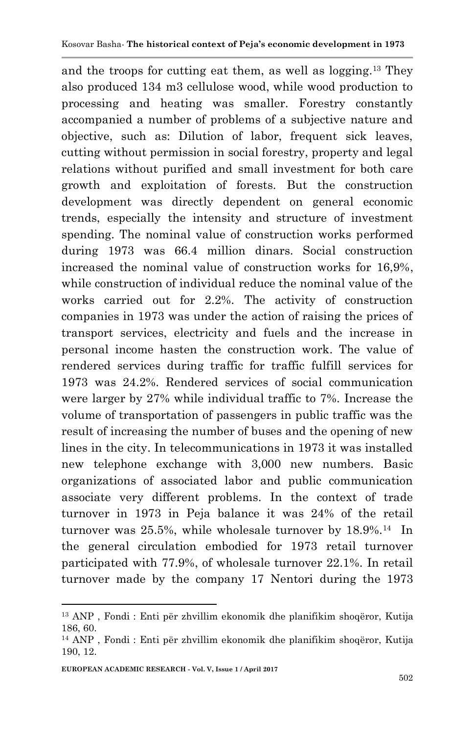and the troops for cutting eat them, as well as logging.[13] They also produced 134 m3 cellulose wood, while wood production to processing and heating was smaller. Forestry constantly accompanied a number of problems of a subjective nature and objective, such as: Dilution of labor, frequent sick leaves, cutting without permission in social forestry, property and legal relations without purified and small investment for both care growth and exploitation of forests. But the construction development was directly dependent on general economic trends, especially the intensity and structure of investment spending. The nominal value of construction works performed during 1973 was 66.4 million dinars. Social construction increased the nominal value of construction works for 16,9%, while construction of individual reduce the nominal value of the works carried out for 2.2%. The activity of construction companies in 1973 was under the action of raising the prices of transport services, electricity and fuels and the increase in personal income hasten the construction work. The value of rendered services during traffic for traffic fulfill services for 1973 was 24.2%. Rendered services of social communication were larger by 27% while individual traffic to 7%. Increase the volume of transportation of passengers in public traffic was the result of increasing the number of buses and the opening of new lines in the city. In telecommunications in 1973 it was installed new telephone exchange with 3,000 new numbers. Basic organizations of associated labor and public communication associate very different problems. In the context of trade turnover in 1973 in Peja balance it was 24% of the retail turnover was 25.5%, while wholesale turnover by 18.9%.[14] In the general circulation embodied for 1973 retail turnover participated with 77.9%, of wholesale turnover 22.1%. In retail turnover made by the company 17 Nentori during the 1973

[13] ANP , Fondi : Enti për zhvillim ekonomik dhe planifikim shoqëror, Kutija 186, 60.

[14] ANP , Fondi : Enti për zhvillim ekonomik dhe planifikim shoqëror, Kutija 190, 12.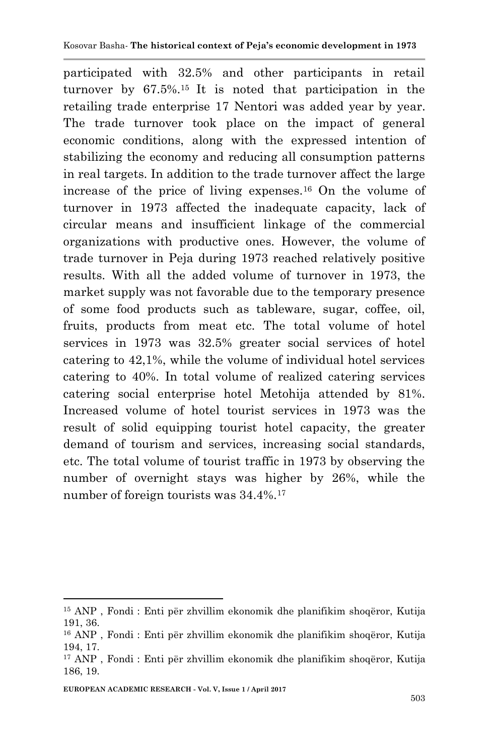participated with 32.5% and other participants in retail turnover by 67.5%.[15] It is noted that participation in the retailing trade enterprise 17 Nentori was added year by year. The trade turnover took place on the impact of general economic conditions, along with the expressed intention of stabilizing the economy and reducing all consumption patterns in real targets. In addition to the trade turnover affect the large increase of the price of living expenses.[16] On the volume of turnover in 1973 affected the inadequate capacity, lack of circular means and insufficient linkage of the commercial organizations with productive ones. However, the volume of trade turnover in Peja during 1973 reached relatively positive results. With all the added volume of turnover in 1973, the market supply was not favorable due to the temporary presence of some food products such as tableware, sugar, coffee, oil, fruits, products from meat etc. The total volume of hotel services in 1973 was 32.5% greater social services of hotel catering to 42,1%, while the volume of individual hotel services catering to 40%. In total volume of realized catering services catering social enterprise hotel Metohija attended by 81%. Increased volume of hotel tourist services in 1973 was the result of solid equipping tourist hotel capacity, the greater demand of tourism and services, increasing social standards, etc. The total volume of tourist traffic in 1973 by observing the number of overnight stays was higher by 26%, while the number of foreign tourists was 34.4%.[17]

---

[15] ANP , Fondi : Enti për zhvillim ekonomik dhe planifikim shoqëror, Kutija 191, 36.

[16] ANP , Fondi : Enti për zhvillim ekonomik dhe planifikim shoqëror, Kutija 194, 17.

[17] ANP , Fondi : Enti për zhvillim ekonomik dhe planifikim shoqëror, Kutija 186, 19.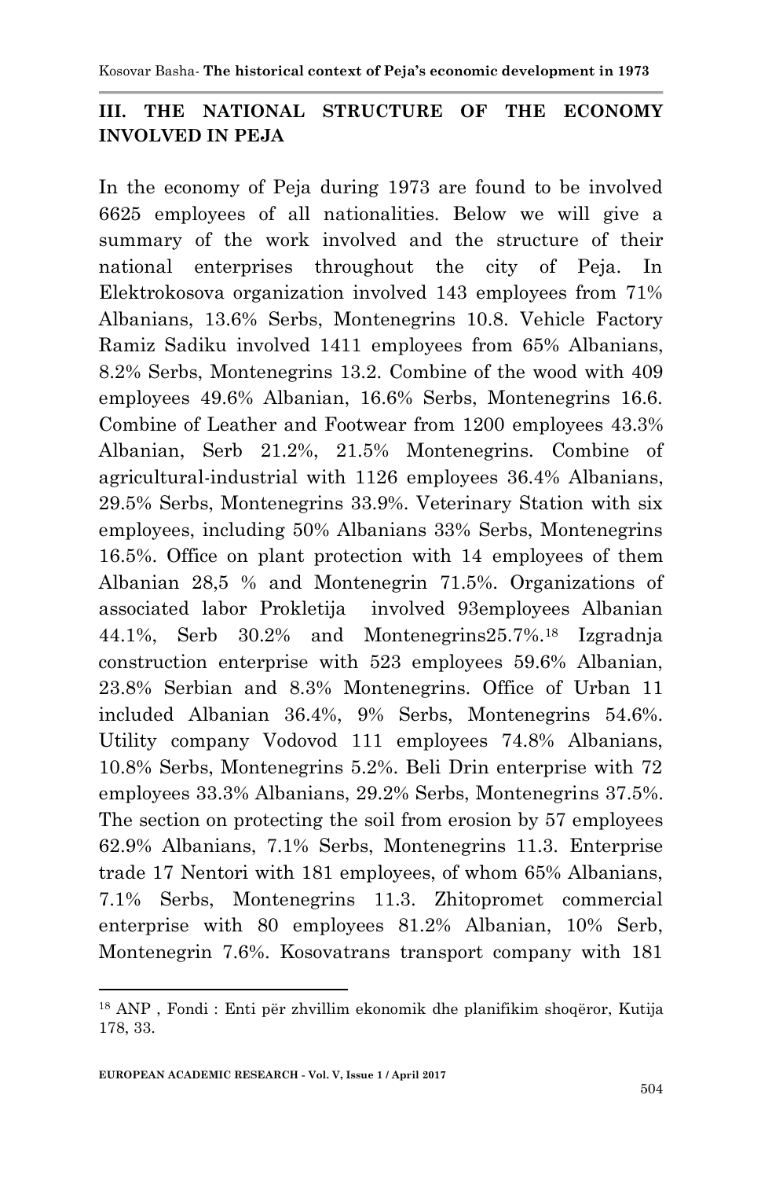## III. THE NATIONAL STRUCTURE OF THE ECONOMY INVOLVED IN PEJA

In the economy of Peja during 1973 are found to be involved 6625 employees of all nationalities. Below we will give a summary of the work involved and the structure of their national enterprises throughout the city of Peja. In Elektrokosova organization involved 143 employees from 71% Albanians, 13.6% Serbs, Montenegrins 10.8. Vehicle Factory Ramiz Sadiku involved 1411 employees from 65% Albanians, 8.2% Serbs, Montenegrins 13.2. Combine of the wood with 409 employees 49.6% Albanian, 16.6% Serbs, Montenegrins 16.6. Combine of Leather and Footwear from 1200 employees 43.3% Albanian, Serb 21.2%, 21.5% Montenegrins. Combine of agricultural-industrial with 1126 employees 36.4% Albanians, 29.5% Serbs, Montenegrins 33.9%. Veterinary Station with six employees, including 50% Albanians 33% Serbs, Montenegrins 16.5%. Office on plant protection with 14 employees of them Albanian 28,5 % and Montenegrin 71.5%. Organizations of associated labor Prokletija involved 93employees Albanian 44.1%, Serb 30.2% and Montenegrins25.7%.[18] Izgradnja construction enterprise with 523 employees 59.6% Albanian, 23.8% Serbian and 8.3% Montenegrins. Office of Urban 11 included Albanian 36.4%, 9% Serbs, Montenegrins 54.6%. Utility company Vodovod 111 employees 74.8% Albanians, 10.8% Serbs, Montenegrins 5.2%. Beli Drin enterprise with 72 employees 33.3% Albanians, 29.2% Serbs, Montenegrins 37.5%. The section on protecting the soil from erosion by 57 employees 62.9% Albanians, 7.1% Serbs, Montenegrins 11.3. Enterprise trade 17 Nentori with 181 employees, of whom 65% Albanians, 7.1% Serbs, Montenegrins 11.3. Zhitopromet commercial enterprise with 80 employees 81.2% Albanian, 10% Serb, Montenegrin 7.6%. Kosovatrans transport company with 181

[18] ANP , Fondi : Enti për zhvillim ekonomik dhe planifikim shoqëror, Kutija 178, 33.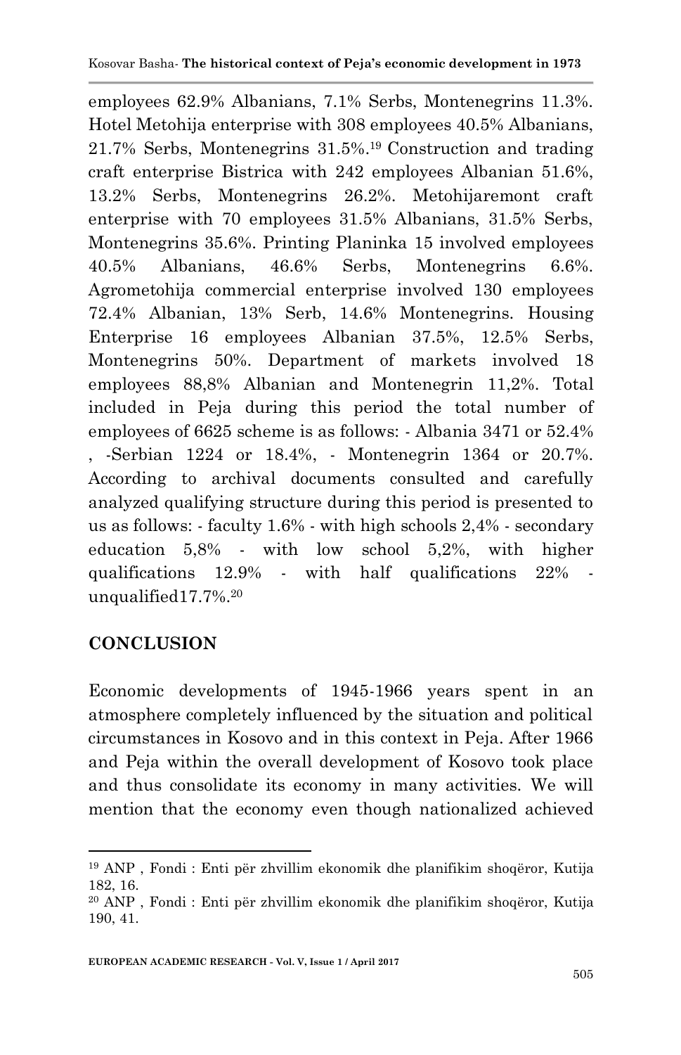employees 62.9% Albanians, 7.1% Serbs, Montenegrins 11.3%. Hotel Metohija enterprise with 308 employees 40.5% Albanians, 21.7% Serbs, Montenegrins 31.5%.[19] Construction and trading craft enterprise Bistrica with 242 employees Albanian 51.6%, 13.2% Serbs, Montenegrins 26.2%. Metohijaremont craft enterprise with 70 employees 31.5% Albanians, 31.5% Serbs, Montenegrins 35.6%. Printing Planinka 15 involved employees 40.5% Albanians, 46.6% Serbs, Montenegrins 6.6%. Agrometohija commercial enterprise involved 130 employees 72.4% Albanian, 13% Serb, 14.6% Montenegrins. Housing Enterprise 16 employees Albanian 37.5%, 12.5% Serbs, Montenegrins 50%. Department of markets involved 18 employees 88,8% Albanian and Montenegrin 11,2%. Total included in Peja during this period the total number of employees of 6625 scheme is as follows: - Albania 3471 or 52.4% , -Serbian 1224 or 18.4%, - Montenegrin 1364 or 20.7%. According to archival documents consulted and carefully analyzed qualifying structure during this period is presented to us as follows: - faculty 1.6% - with high schools 2,4% - secondary education 5,8% - with low school 5,2%, with higher qualifications 12.9% - with half qualifications 22% - unqualified17.7%.[20]

## CONCLUSION

Economic developments of 1945-1966 years spent in an atmosphere completely influenced by the situation and political circumstances in Kosovo and in this context in Peja. After 1966 and Peja within the overall development of Kosovo took place and thus consolidate its economy in many activities. We will mention that the economy even though nationalized achieved

---

[19] ANP , Fondi : Enti për zhvillim ekonomik dhe planifikim shoqëror, Kutija 182, 16.

[20] ANP , Fondi : Enti për zhvillim ekonomik dhe planifikim shoqëror, Kutija 190, 41.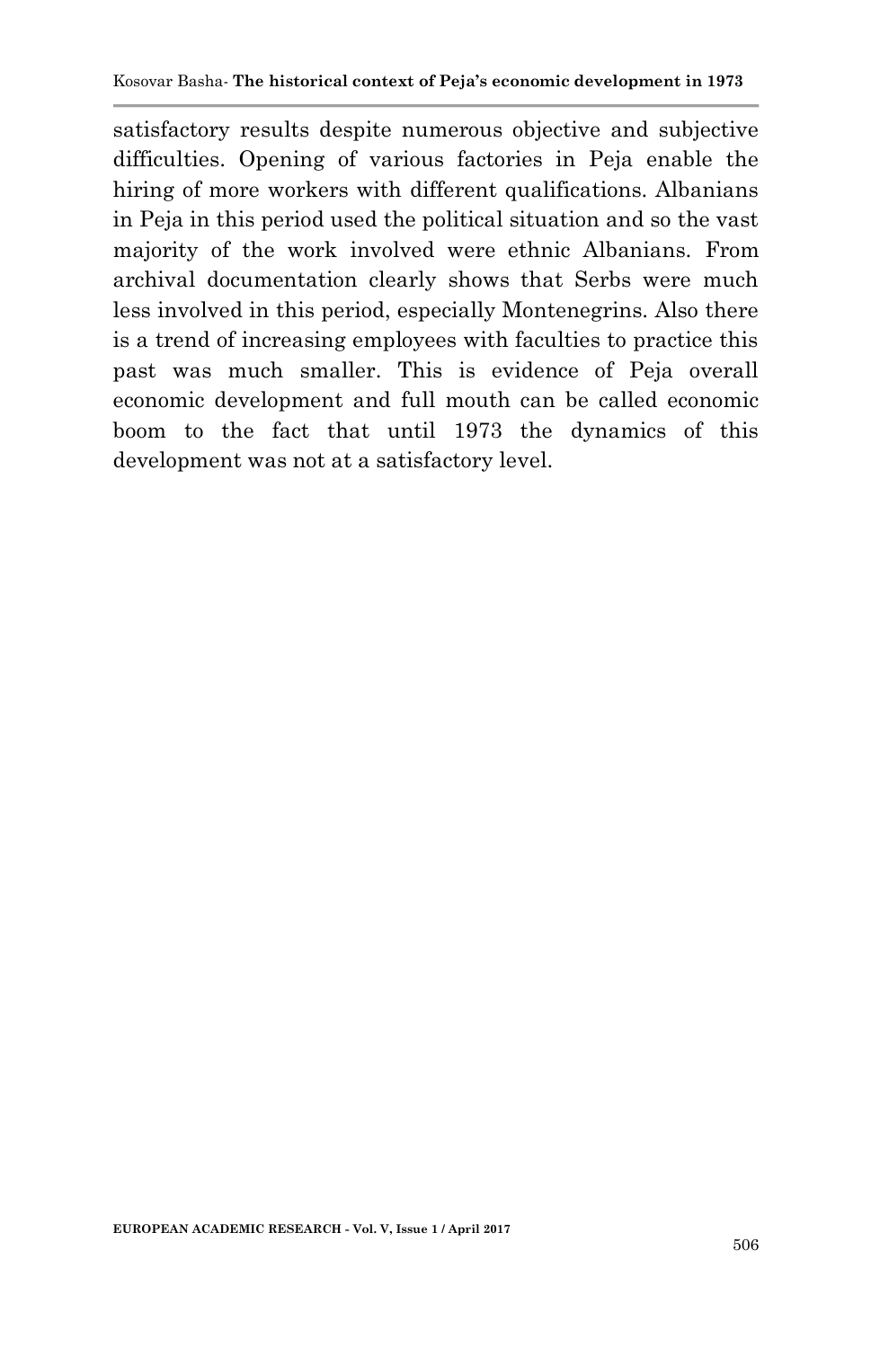satisfactory results despite numerous objective and subjective difficulties. Opening of various factories in Peja enable the hiring of more workers with different qualifications. Albanians in Peja in this period used the political situation and so the vast majority of the work involved were ethnic Albanians. From archival documentation clearly shows that Serbs were much less involved in this period, especially Montenegrins. Also there is a trend of increasing employees with faculties to practice this past was much smaller. This is evidence of Peja overall economic development and full mouth can be called economic boom to the fact that until 1973 the dynamics of this development was not at a satisfactory level.